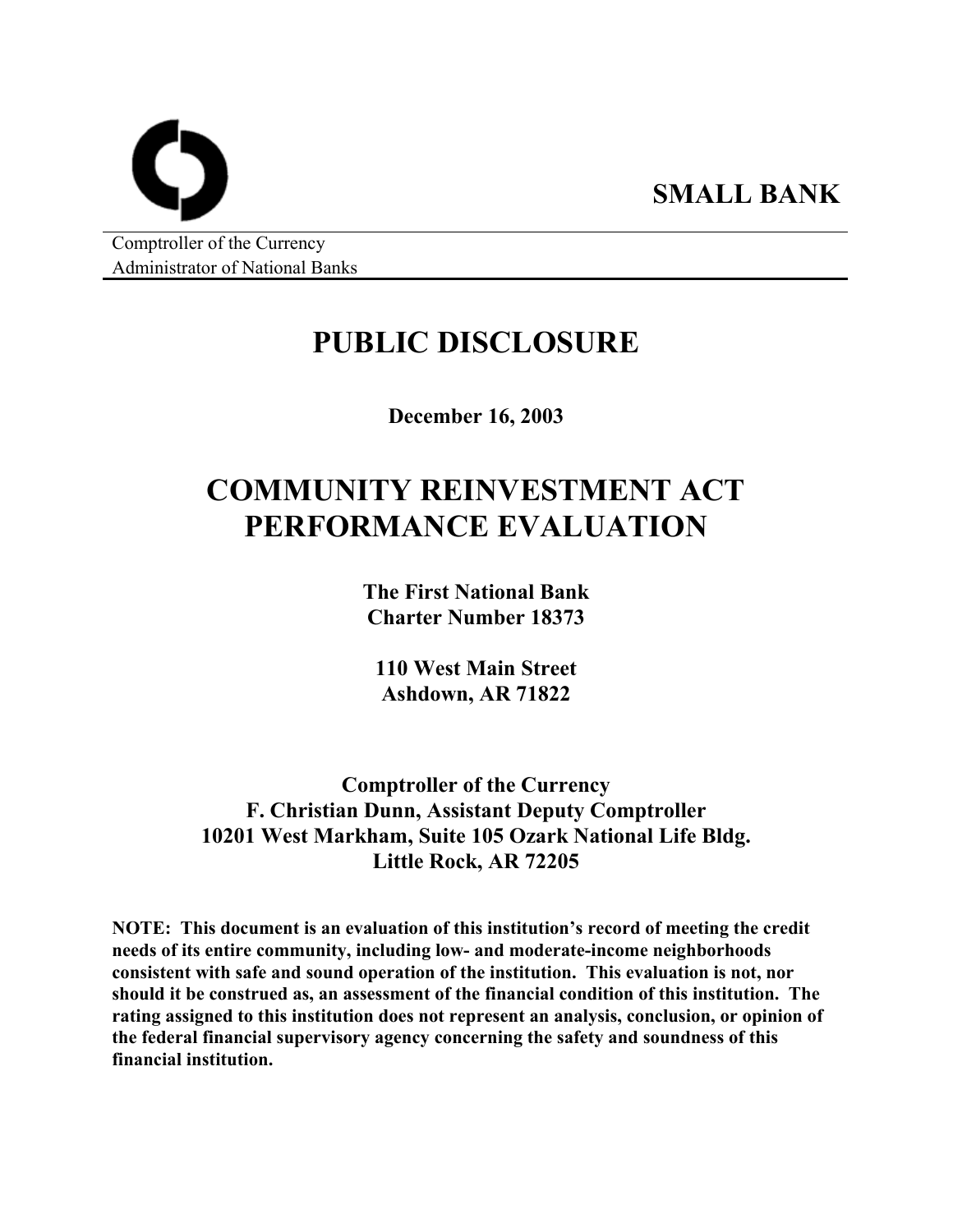**SMALL BANK**

Comptroller of the Currency
Administrator of National Banks

# PUBLIC DISCLOSURE

**December 16, 2003**

# COMMUNITY REINVESTMENT ACT PERFORMANCE EVALUATION

**The First National Bank**
**Charter Number 18373**

**110 West Main Street**
**Ashdown, AR 71822**

**Comptroller of the Currency**
**F. Christian Dunn, Assistant Deputy Comptroller**
**10201 West Markham, Suite 105 Ozark National Life Bldg.**
**Little Rock, AR 72205**

**NOTE: This document is an evaluation of this institution's record of meeting the credit needs of its entire community, including low- and moderate-income neighborhoods consistent with safe and sound operation of the institution. This evaluation is not, nor should it be construed as, an assessment of the financial condition of this institution. The rating assigned to this institution does not represent an analysis, conclusion, or opinion of the federal financial supervisory agency concerning the safety and soundness of this financial institution.**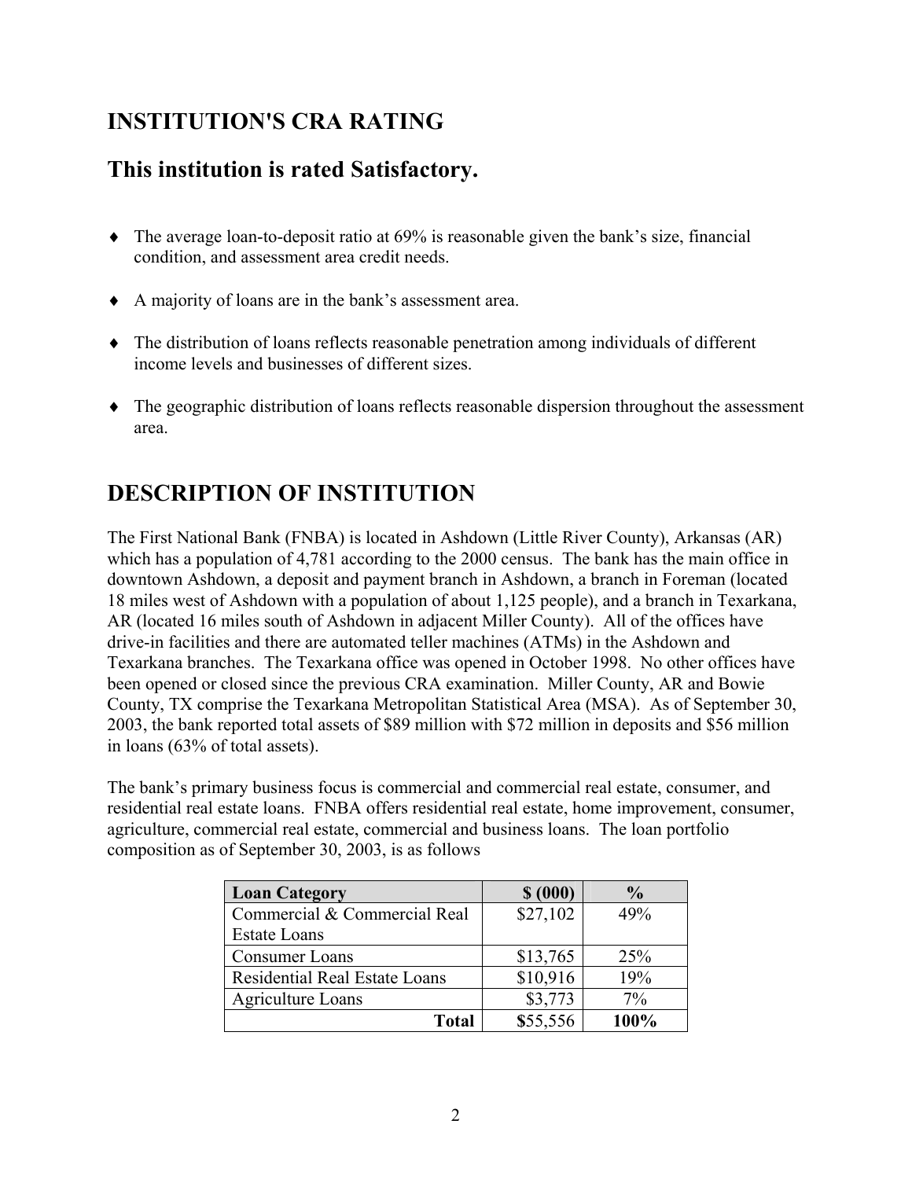## INSTITUTION'S CRA RATING

## This institution is rated Satisfactory.

- The average loan-to-deposit ratio at 69% is reasonable given the bank's size, financial condition, and assessment area credit needs.
- A majority of loans are in the bank's assessment area.
- The distribution of loans reflects reasonable penetration among individuals of different income levels and businesses of different sizes.
- The geographic distribution of loans reflects reasonable dispersion throughout the assessment area.

## DESCRIPTION OF INSTITUTION

The First National Bank (FNBA) is located in Ashdown (Little River County), Arkansas (AR) which has a population of 4,781 according to the 2000 census. The bank has the main office in downtown Ashdown, a deposit and payment branch in Ashdown, a branch in Foreman (located 18 miles west of Ashdown with a population of about 1,125 people), and a branch in Texarkana, AR (located 16 miles south of Ashdown in adjacent Miller County). All of the offices have drive-in facilities and there are automated teller machines (ATMs) in the Ashdown and Texarkana branches. The Texarkana office was opened in October 1998. No other offices have been opened or closed since the previous CRA examination. Miller County, AR and Bowie County, TX comprise the Texarkana Metropolitan Statistical Area (MSA). As of September 30, 2003, the bank reported total assets of $89 million with $72 million in deposits and $56 million in loans (63% of total assets).

The bank's primary business focus is commercial and commercial real estate, consumer, and residential real estate loans. FNBA offers residential real estate, home improvement, consumer, agriculture, commercial real estate, commercial and business loans. The loan portfolio composition as of September 30, 2003, is as follows

| Loan Category | $ (000) | % |
|---|---|---|
| Commercial & Commercial Real Estate Loans | $27,102 | 49% |
| Consumer Loans | $13,765 | 25% |
| Residential Real Estate Loans | $10,916 | 19% |
| Agriculture Loans | $3,773 | 7% |
| **Total** | **$**55,556 | **100%** |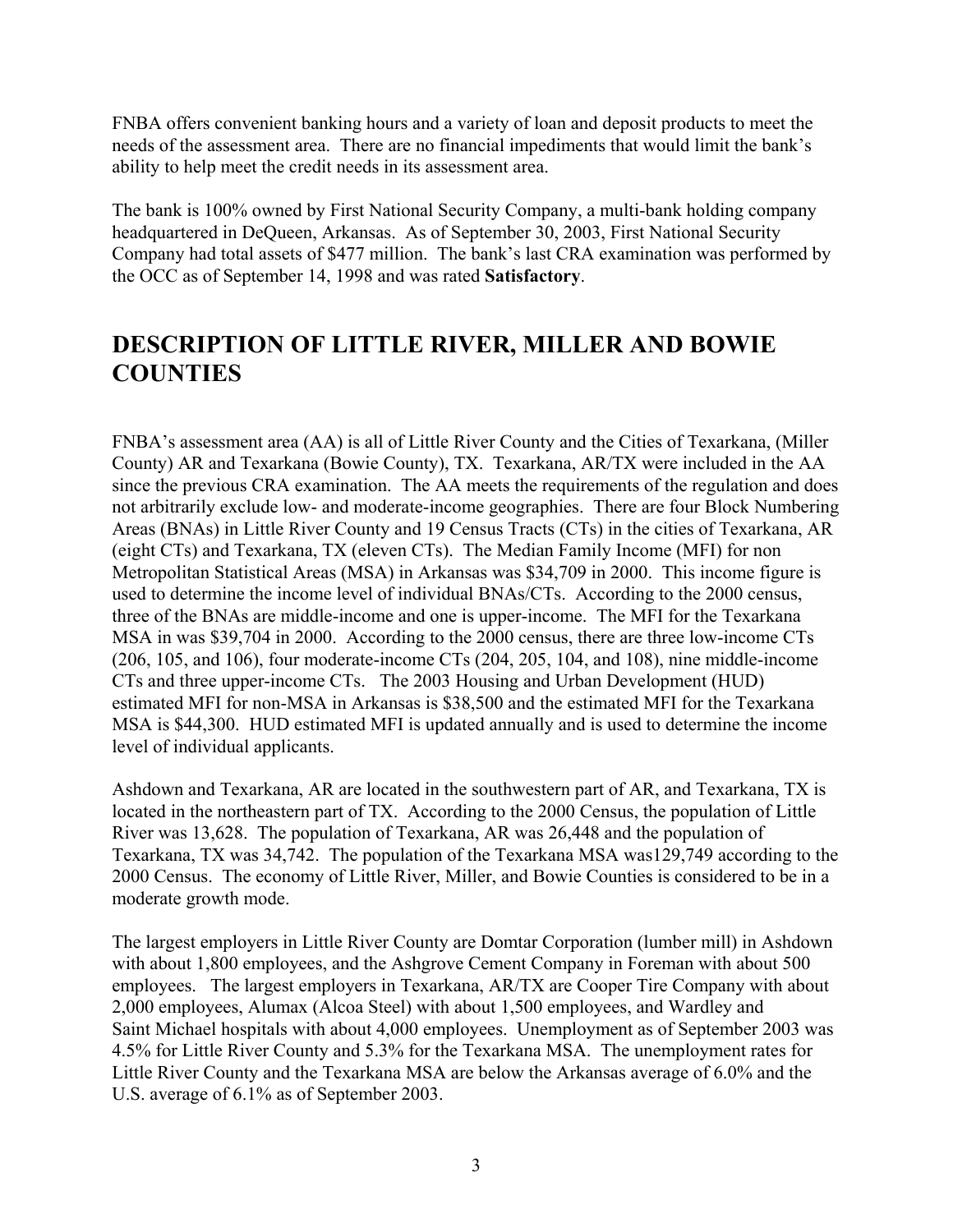FNBA offers convenient banking hours and a variety of loan and deposit products to meet the needs of the assessment area. There are no financial impediments that would limit the bank's ability to help meet the credit needs in its assessment area.

The bank is 100% owned by First National Security Company, a multi-bank holding company headquartered in DeQueen, Arkansas. As of September 30, 2003, First National Security Company had total assets of $477 million. The bank's last CRA examination was performed by the OCC as of September 14, 1998 and was rated **Satisfactory**.

## DESCRIPTION OF LITTLE RIVER, MILLER AND BOWIE COUNTIES

FNBA's assessment area (AA) is all of Little River County and the Cities of Texarkana, (Miller County) AR and Texarkana (Bowie County), TX. Texarkana, AR/TX were included in the AA since the previous CRA examination. The AA meets the requirements of the regulation and does not arbitrarily exclude low- and moderate-income geographies. There are four Block Numbering Areas (BNAs) in Little River County and 19 Census Tracts (CTs) in the cities of Texarkana, AR (eight CTs) and Texarkana, TX (eleven CTs). The Median Family Income (MFI) for non Metropolitan Statistical Areas (MSA) in Arkansas was $34,709 in 2000. This income figure is used to determine the income level of individual BNAs/CTs. According to the 2000 census, three of the BNAs are middle-income and one is upper-income. The MFI for the Texarkana MSA in was $39,704 in 2000. According to the 2000 census, there are three low-income CTs (206, 105, and 106), four moderate-income CTs (204, 205, 104, and 108), nine middle-income CTs and three upper-income CTs. The 2003 Housing and Urban Development (HUD) estimated MFI for non-MSA in Arkansas is $38,500 and the estimated MFI for the Texarkana MSA is $44,300. HUD estimated MFI is updated annually and is used to determine the income level of individual applicants.

Ashdown and Texarkana, AR are located in the southwestern part of AR, and Texarkana, TX is located in the northeastern part of TX. According to the 2000 Census, the population of Little River was 13,628. The population of Texarkana, AR was 26,448 and the population of Texarkana, TX was 34,742. The population of the Texarkana MSA was129,749 according to the 2000 Census. The economy of Little River, Miller, and Bowie Counties is considered to be in a moderate growth mode.

The largest employers in Little River County are Domtar Corporation (lumber mill) in Ashdown with about 1,800 employees, and the Ashgrove Cement Company in Foreman with about 500 employees. The largest employers in Texarkana, AR/TX are Cooper Tire Company with about 2,000 employees, Alumax (Alcoa Steel) with about 1,500 employees, and Wardley and Saint Michael hospitals with about 4,000 employees. Unemployment as of September 2003 was 4.5% for Little River County and 5.3% for the Texarkana MSA. The unemployment rates for Little River County and the Texarkana MSA are below the Arkansas average of 6.0% and the U.S. average of 6.1% as of September 2003.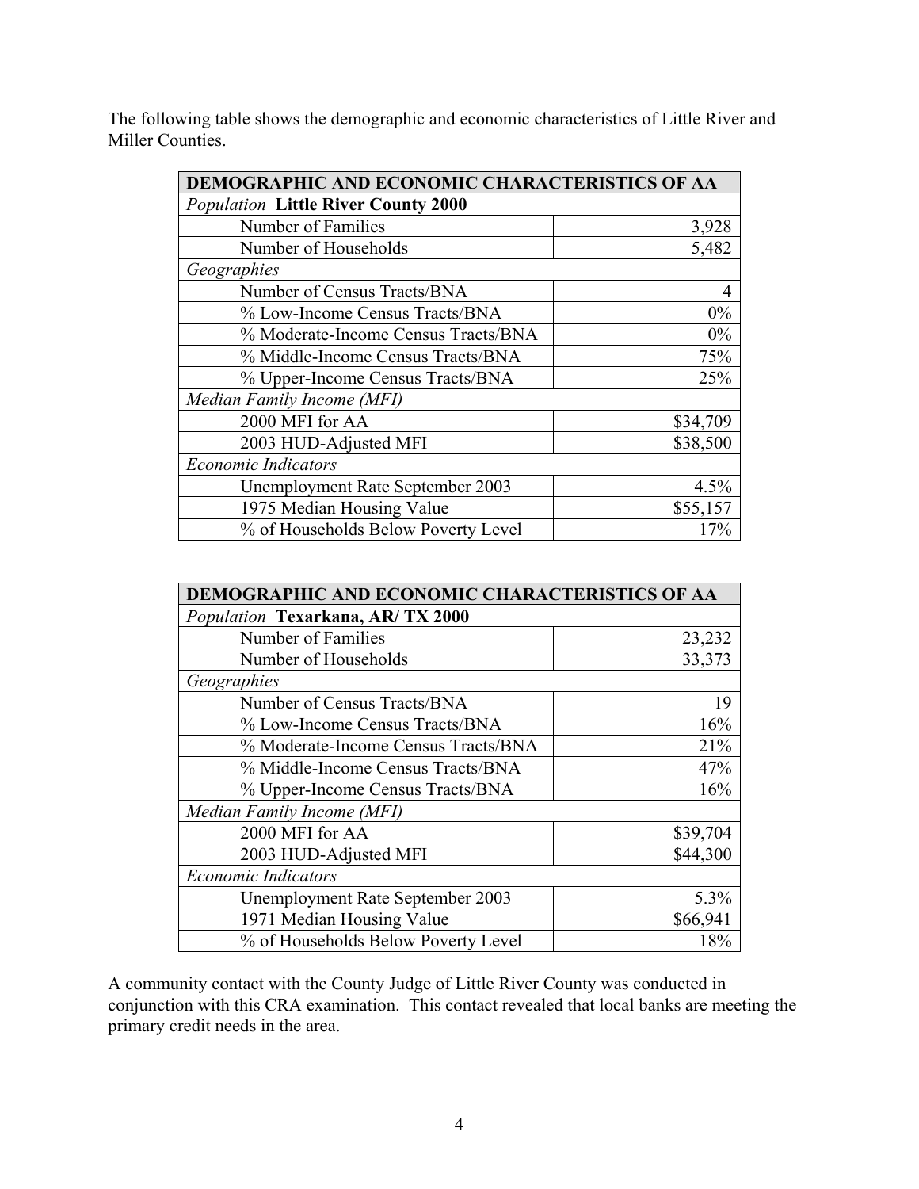The following table shows the demographic and economic characteristics of Little River and Miller Counties.

| DEMOGRAPHIC AND ECONOMIC CHARACTERISTICS OF AA | |
|---|---|
| *Population* **Little River County 2000** | |
| Number of Families | 3,928 |
| Number of Households | 5,482 |
| *Geographies* | |
| Number of Census Tracts/BNA | 4 |
| % Low-Income Census Tracts/BNA | 0% |
| % Moderate-Income Census Tracts/BNA | 0% |
| % Middle-Income Census Tracts/BNA | 75% |
| % Upper-Income Census Tracts/BNA | 25% |
| *Median Family Income (MFI)* | |
| 2000 MFI for AA | $34,709 |
| 2003 HUD-Adjusted MFI | $38,500 |
| *Economic Indicators* | |
| Unemployment Rate September 2003 | 4.5% |
| 1975 Median Housing Value | $55,157 |
| % of Households Below Poverty Level | 17% |

| DEMOGRAPHIC AND ECONOMIC CHARACTERISTICS OF AA | |
|---|---|
| *Population* **Texarkana, AR/ TX 2000** | |
| Number of Families | 23,232 |
| Number of Households | 33,373 |
| *Geographies* | |
| Number of Census Tracts/BNA | 19 |
| % Low-Income Census Tracts/BNA | 16% |
| % Moderate-Income Census Tracts/BNA | 21% |
| % Middle-Income Census Tracts/BNA | 47% |
| % Upper-Income Census Tracts/BNA | 16% |
| *Median Family Income (MFI)* | |
| 2000 MFI for AA | $39,704 |
| 2003 HUD-Adjusted MFI | $44,300 |
| *Economic Indicators* | |
| Unemployment Rate September 2003 | 5.3% |
| 1971 Median Housing Value | $66,941 |
| % of Households Below Poverty Level | 18% |

A community contact with the County Judge of Little River County was conducted in conjunction with this CRA examination. This contact revealed that local banks are meeting the primary credit needs in the area.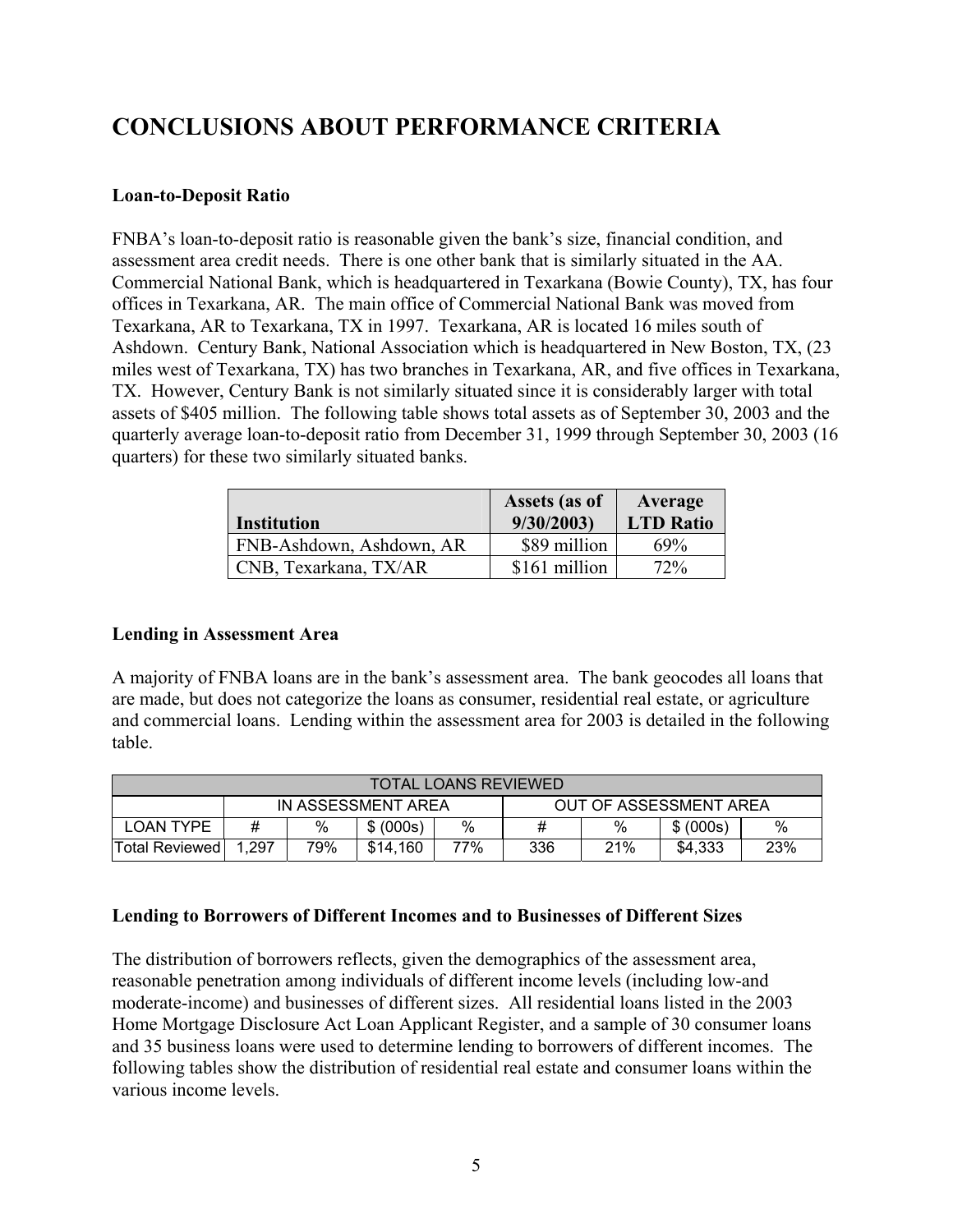# CONCLUSIONS ABOUT PERFORMANCE CRITERIA

**Loan-to-Deposit Ratio**

FNBA's loan-to-deposit ratio is reasonable given the bank's size, financial condition, and assessment area credit needs. There is one other bank that is similarly situated in the AA. Commercial National Bank, which is headquartered in Texarkana (Bowie County), TX, has four offices in Texarkana, AR. The main office of Commercial National Bank was moved from Texarkana, AR to Texarkana, TX in 1997. Texarkana, AR is located 16 miles south of Ashdown. Century Bank, National Association which is headquartered in New Boston, TX, (23 miles west of Texarkana, TX) has two branches in Texarkana, AR, and five offices in Texarkana, TX. However, Century Bank is not similarly situated since it is considerably larger with total assets of $405 million. The following table shows total assets as of September 30, 2003 and the quarterly average loan-to-deposit ratio from December 31, 1999 through September 30, 2003 (16 quarters) for these two similarly situated banks.

| Institution | Assets (as of 9/30/2003) | Average LTD Ratio |
|---|---|---|
| FNB-Ashdown, Ashdown, AR | $89 million | 69% |
| CNB, Texarkana, TX/AR | $161 million | 72% |

**Lending in Assessment Area**

A majority of FNBA loans are in the bank's assessment area. The bank geocodes all loans that are made, but does not categorize the loans as consumer, residential real estate, or agriculture and commercial loans. Lending within the assessment area for 2003 is detailed in the following table.

| TOTAL LOANS REVIEWED | | | | | | | | |
|---|---|---|---|---|---|---|---|---|
| | IN ASSESSMENT AREA | | | | OUT OF ASSESSMENT AREA | | | |
| LOAN TYPE | # | % | $ (000s) | % | # | % | $ (000s) | % |
| Total Reviewed | 1,297 | 79% | $14,160 | 77% | 336 | 21% | $4,333 | 23% |

**Lending to Borrowers of Different Incomes and to Businesses of Different Sizes**

The distribution of borrowers reflects, given the demographics of the assessment area, reasonable penetration among individuals of different income levels (including low-and moderate-income) and businesses of different sizes. All residential loans listed in the 2003 Home Mortgage Disclosure Act Loan Applicant Register, and a sample of 30 consumer loans and 35 business loans were used to determine lending to borrowers of different incomes. The following tables show the distribution of residential real estate and consumer loans within the various income levels.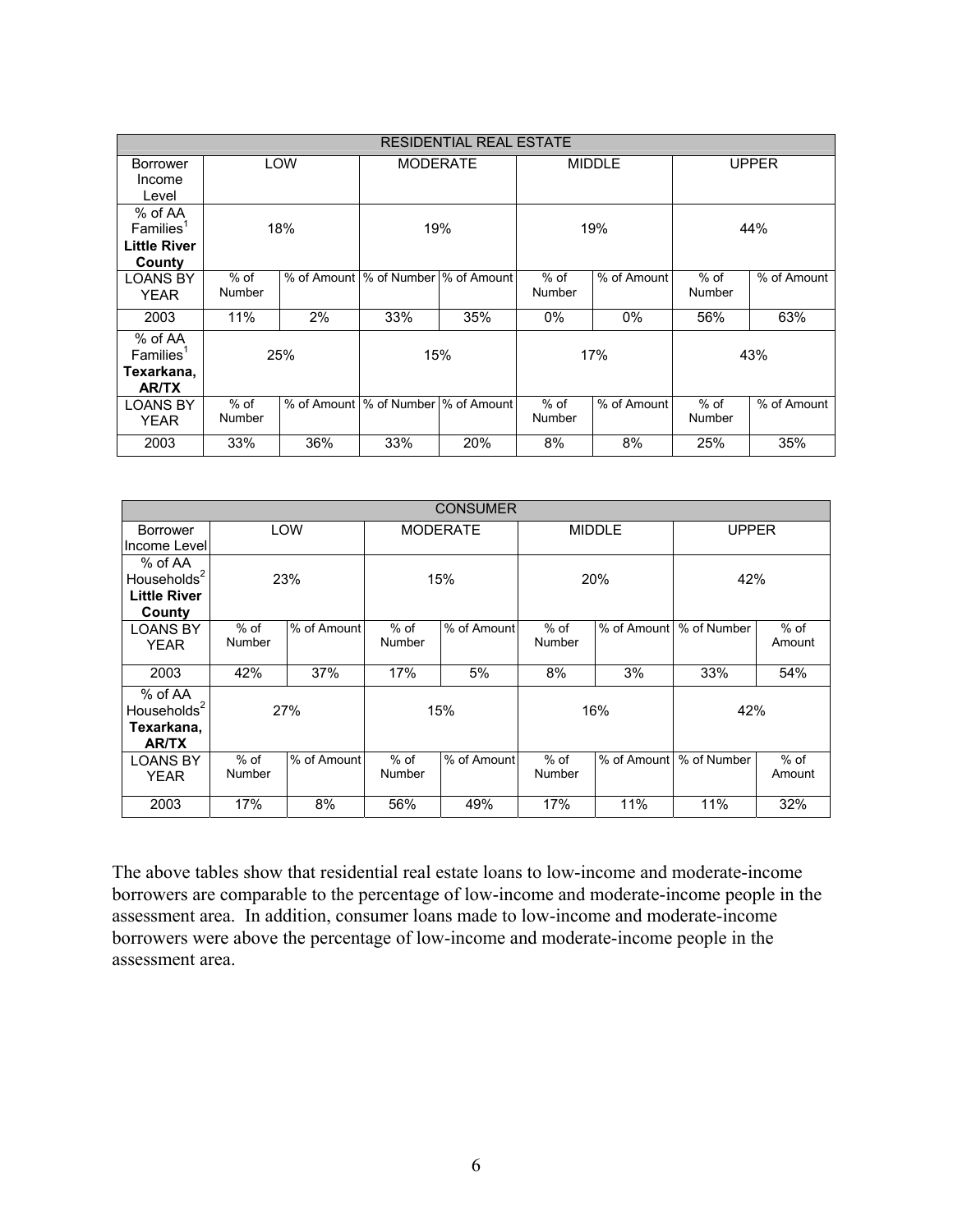| RESIDENTIAL REAL ESTATE | | | | | | | | |
|---|---|---|---|---|---|---|---|---|
| Borrower Income Level | LOW | | MODERATE | | MIDDLE | | UPPER | |
| % of AA Families[1] **Little River County** | 18% | | 19% | | 19% | | 44% | |
| LOANS BY YEAR | % of Number | % of Amount | % of Number | % of Amount | % of Number | % of Amount | % of Number | % of Amount |
| 2003 | 11% | 2% | 33% | 35% | 0% | 0% | 56% | 63% |
| % of AA Families[1] **Texarkana, AR/TX** | 25% | | 15% | | 17% | | 43% | |
| LOANS BY YEAR | % of Number | % of Amount | % of Number | % of Amount | % of Number | % of Amount | % of Number | % of Amount |
| 2003 | 33% | 36% | 33% | 20% | 8% | 8% | 25% | 35% |

| CONSUMER | | | | | | | | |
|---|---|---|---|---|---|---|---|---|
| Borrower Income Level | LOW | | MODERATE | | MIDDLE | | UPPER | |
| % of AA Households[2] **Little River County** | 23% | | 15% | | 20% | | 42% | |
| LOANS BY YEAR | % of Number | % of Amount | % of Number | % of Amount | % of Number | % of Amount | % of Number | % of Amount |
| 2003 | 42% | 37% | 17% | 5% | 8% | 3% | 33% | 54% |
| % of AA Households[2] **Texarkana, AR/TX** | 27% | | 15% | | 16% | | 42% | |
| LOANS BY YEAR | % of Number | % of Amount | % of Number | % of Amount | % of Number | % of Amount | % of Number | % of Amount |
| 2003 | 17% | 8% | 56% | 49% | 17% | 11% | 11% | 32% |

The above tables show that residential real estate loans to low-income and moderate-income borrowers are comparable to the percentage of low-income and moderate-income people in the assessment area. In addition, consumer loans made to low-income and moderate-income borrowers were above the percentage of low-income and moderate-income people in the assessment area.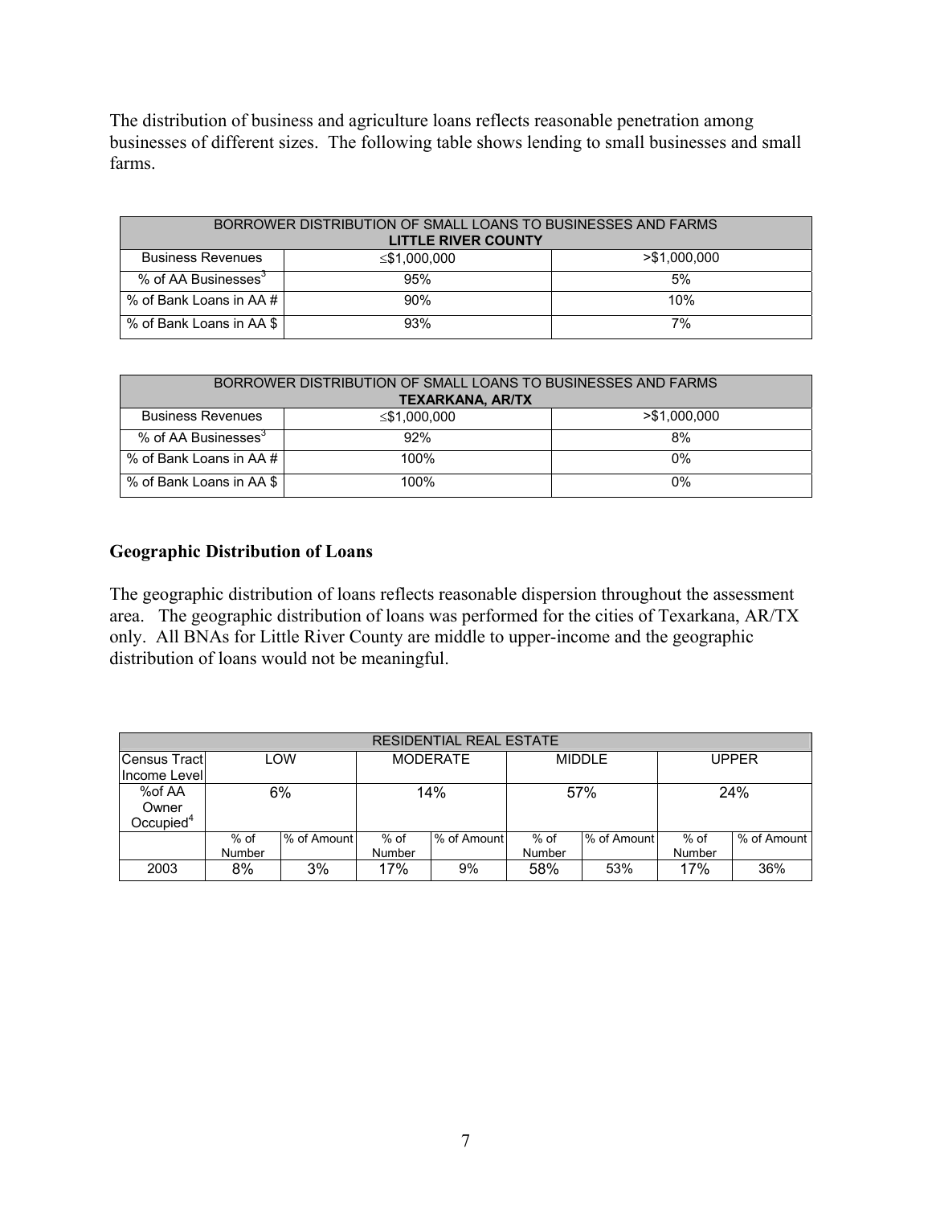The distribution of business and agriculture loans reflects reasonable penetration among businesses of different sizes. The following table shows lending to small businesses and small farms.

| BORROWER DISTRIBUTION OF SMALL LOANS TO BUSINESSES AND FARMS **LITTLE RIVER COUNTY** | | |
|---|---|---|
| Business Revenues | ≤$1,000,000 | >$1,000,000 |
| % of AA Businesses[3] | 95% | 5% |
| % of Bank Loans in AA # | 90% | 10% |
| % of Bank Loans in AA $ | 93% | 7% |

| BORROWER DISTRIBUTION OF SMALL LOANS TO BUSINESSES AND FARMS **TEXARKANA, AR/TX** | | |
|---|---|---|
| Business Revenues | ≤$1,000,000 | >$1,000,000 |
| % of AA Businesses[3] | 92% | 8% |
| % of Bank Loans in AA # | 100% | 0% |
| % of Bank Loans in AA $ | 100% | 0% |

## Geographic Distribution of Loans

The geographic distribution of loans reflects reasonable dispersion throughout the assessment area. The geographic distribution of loans was performed for the cities of Texarkana, AR/TX only. All BNAs for Little River County are middle to upper-income and the geographic distribution of loans would not be meaningful.

| RESIDENTIAL REAL ESTATE | | | | | | | | |
|---|---|---|---|---|---|---|---|---|
| Census Tract Income Level | LOW | | MODERATE | | MIDDLE | | UPPER | |
| %of AA Owner Occupied[4] | 6% | | 14% | | 57% | | 24% | |
| | % of Number | % of Amount | % of Number | % of Amount | % of Number | % of Amount | % of Number | % of Amount |
| 2003 | 8% | 3% | 17% | 9% | 58% | 53% | 17% | 36% |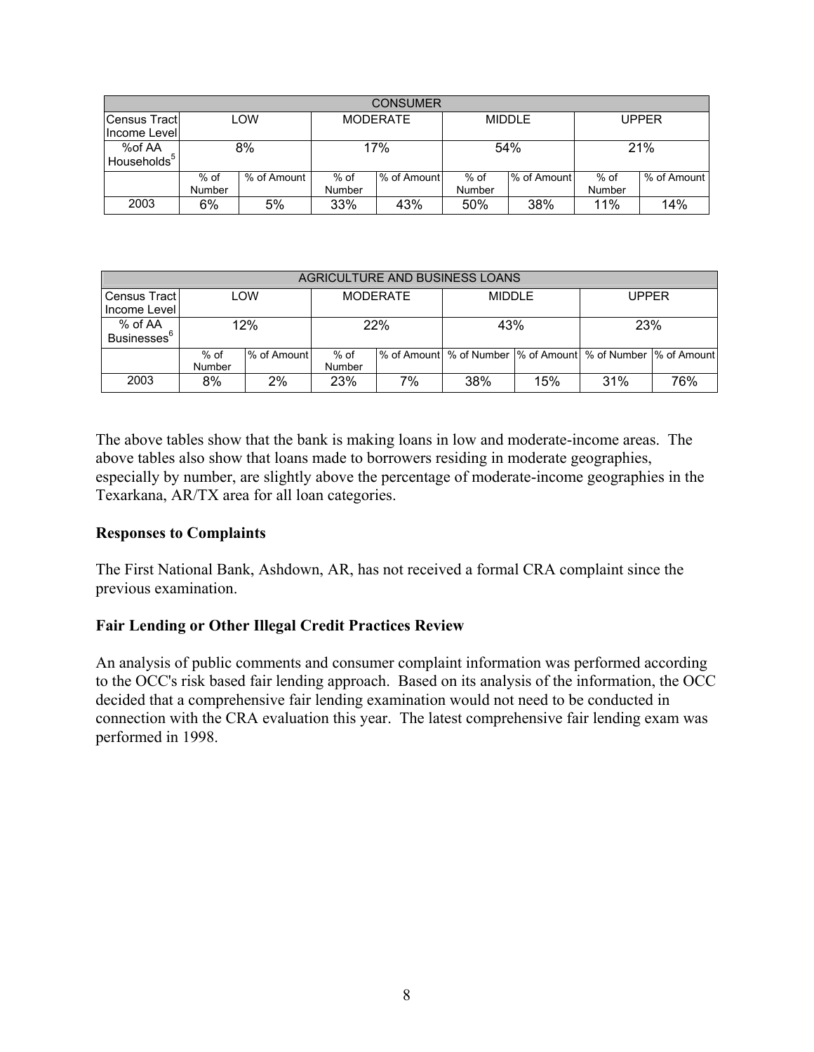| CONSUMER | | | | | | | | |
|---|---|---|---|---|---|---|---|---|
| Census Tract Income Level | LOW | | MODERATE | | MIDDLE | | UPPER | |
| %of AA Households[5] | 8% | | 17% | | 54% | | 21% | |
| | % of Number | % of Amount | % of Number | % of Amount | % of Number | % of Amount | % of Number | % of Amount |
| 2003 | 6% | 5% | 33% | 43% | 50% | 38% | 11% | 14% |

| AGRICULTURE AND BUSINESS LOANS | | | | | | | | |
|---|---|---|---|---|---|---|---|---|
| Census Tract Income Level | LOW | | MODERATE | | MIDDLE | | UPPER | |
| % of AA Businesses[6] | 12% | | 22% | | 43% | | 23% | |
| | % of Number | % of Amount | % of Number | % of Amount | % of Number | % of Amount | % of Number | % of Amount |
| 2003 | 8% | 2% | 23% | 7% | 38% | 15% | 31% | 76% |

The above tables show that the bank is making loans in low and moderate-income areas. The above tables also show that loans made to borrowers residing in moderate geographies, especially by number, are slightly above the percentage of moderate-income geographies in the Texarkana, AR/TX area for all loan categories.

### Responses to Complaints

The First National Bank, Ashdown, AR, has not received a formal CRA complaint since the previous examination.

### Fair Lending or Other Illegal Credit Practices Review

An analysis of public comments and consumer complaint information was performed according to the OCC's risk based fair lending approach. Based on its analysis of the information, the OCC decided that a comprehensive fair lending examination would not need to be conducted in connection with the CRA evaluation this year. The latest comprehensive fair lending exam was performed in 1998.